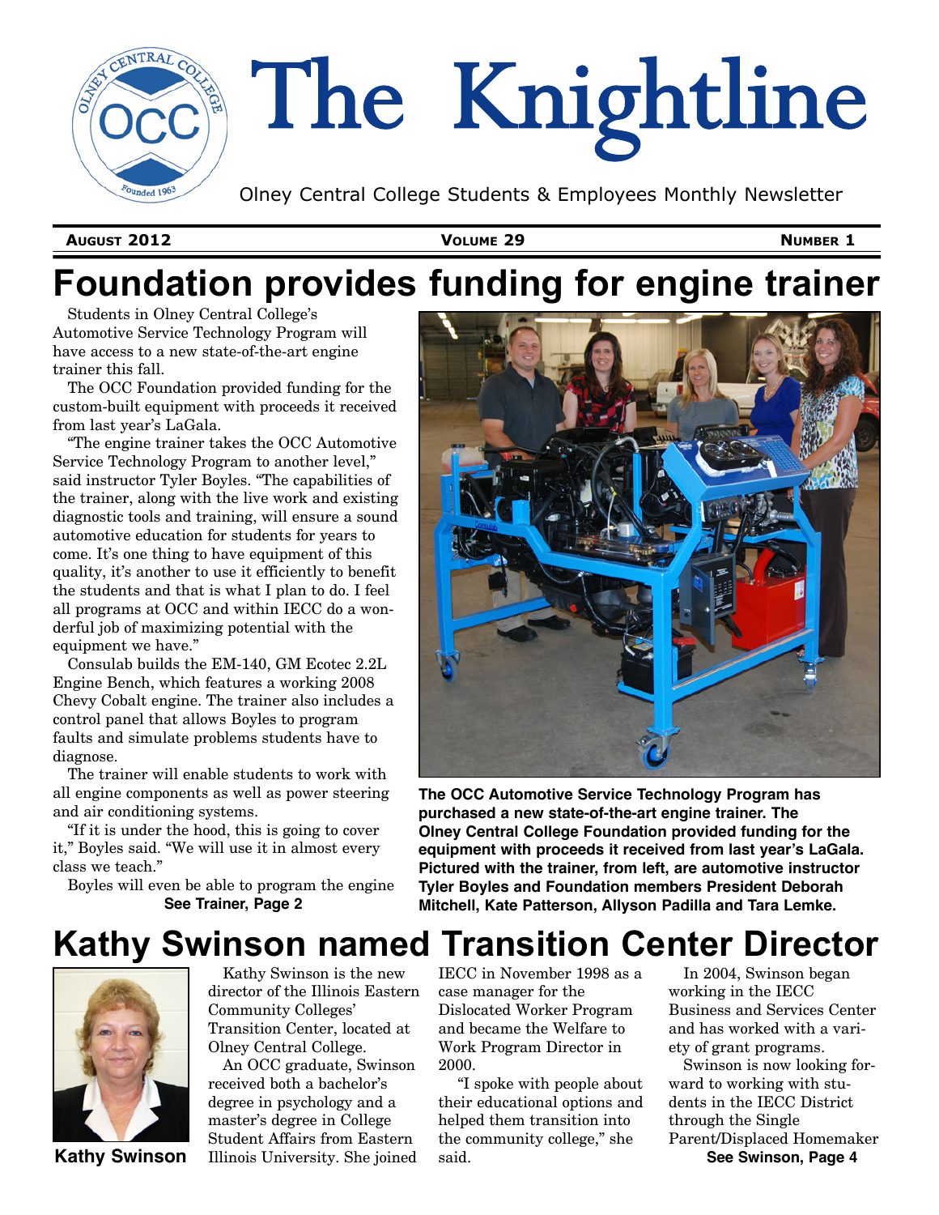# The Knightline

Olney Central College Students & Employees Monthly Newsletter

**August 2012** **Volume 29** **Number 1**

## Foundation provides funding for engine trainer

Students in Olney Central College's Automotive Service Technology Program will have access to a new state-of-the-art engine trainer this fall.

The OCC Foundation provided funding for the custom-built equipment with proceeds it received from last year's LaGala.

"The engine trainer takes the OCC Automotive Service Technology Program to another level," said instructor Tyler Boyles. "The capabilities of the trainer, along with the live work and existing diagnostic tools and training, will ensure a sound automotive education for students for years to come. It's one thing to have equipment of this quality, it's another to use it efficiently to benefit the students and that is what I plan to do. I feel all programs at OCC and within IECC do a wonderful job of maximizing potential with the equipment we have."

Consulab builds the EM-140, GM Ecotec 2.2L Engine Bench, which features a working 2008 Chevy Cobalt engine. The trainer also includes a control panel that allows Boyles to program faults and simulate problems students have to diagnose.

The trainer will enable students to work with all engine components as well as power steering and air conditioning systems.

"If it is under the hood, this is going to cover it," Boyles said. "We will use it in almost every class we teach."

Boyles will even be able to program the engine

**See Trainer, Page 2**

**The OCC Automotive Service Technology Program has purchased a new state-of-the-art engine trainer. The Olney Central College Foundation provided funding for the equipment with proceeds it received from last year's LaGala. Pictured with the trainer, from left, are automotive instructor Tyler Boyles and Foundation members President Deborah Mitchell, Kate Patterson, Allyson Padilla and Tara Lemke.**

## Kathy Swinson named Transition Center Director

**Kathy Swinson**

Kathy Swinson is the new director of the Illinois Eastern Community Colleges' Transition Center, located at Olney Central College.

An OCC graduate, Swinson received both a bachelor's degree in psychology and a master's degree in College Student Affairs from Eastern Illinois University. She joined IECC in November 1998 as a case manager for the Dislocated Worker Program and became the Welfare to Work Program Director in 2000.

"I spoke with people about their educational options and helped them transition into the community college," she said.

In 2004, Swinson began working in the IECC Business and Services Center and has worked with a variety of grant programs.

Swinson is now looking forward to working with students in the IECC District through the Single Parent/Displaced Homemaker

**See Swinson, Page 4**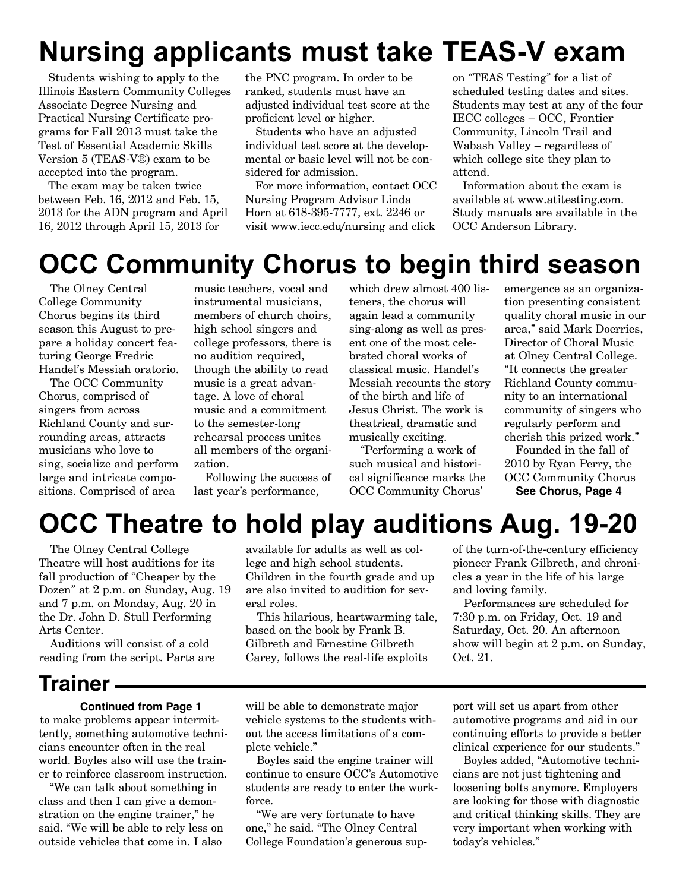# Nursing applicants must take TEAS-V exam

Students wishing to apply to the Illinois Eastern Community Colleges Associate Degree Nursing and Practical Nursing Certificate programs for Fall 2013 must take the Test of Essential Academic Skills Version 5 (TEAS-V®) exam to be accepted into the program.

The exam may be taken twice between Feb. 16, 2012 and Feb. 15, 2013 for the ADN program and April 16, 2012 through April 15, 2013 for the PNC program. In order to be ranked, students must have an adjusted individual test score at the proficient level or higher.

Students who have an adjusted individual test score at the developmental or basic level will not be considered for admission.

For more information, contact OCC Nursing Program Advisor Linda Horn at 618-395-7777, ext. 2246 or visit www.iecc.edu/nursing and click on "TEAS Testing" for a list of scheduled testing dates and sites. Students may test at any of the four IECC colleges – OCC, Frontier Community, Lincoln Trail and Wabash Valley – regardless of which college site they plan to attend.

Information about the exam is available at www.atitesting.com. Study manuals are available in the OCC Anderson Library.

# OCC Community Chorus to begin third season

The Olney Central College Community Chorus begins its third season this August to prepare a holiday concert featuring George Fredric Handel's Messiah oratorio.

The OCC Community Chorus, comprised of singers from across Richland County and surrounding areas, attracts musicians who love to sing, socialize and perform large and intricate compositions. Comprised of area music teachers, vocal and instrumental musicians, members of church choirs, high school singers and college professors, there is no audition required, though the ability to read music is a great advantage. A love of choral music and a commitment to the semester-long rehearsal process unites all members of the organization.

Following the success of last year's performance, which drew almost 400 listeners, the chorus will again lead a community sing-along as well as present one of the most celebrated choral works of classical music. Handel's Messiah recounts the story of the birth and life of Jesus Christ. The work is theatrical, dramatic and musically exciting.

"Performing a work of such musical and historical significance marks the OCC Community Chorus' emergence as an organization presenting consistent quality choral music in our area," said Mark Doerries, Director of Choral Music at Olney Central College. "It connects the greater Richland County community to an international community of singers who regularly perform and cherish this prized work."

Founded in the fall of 2010 by Ryan Perry, the OCC Community Chorus

**See Chorus, Page 4**

# OCC Theatre to hold play auditions Aug. 19-20

The Olney Central College Theatre will host auditions for its fall production of "Cheaper by the Dozen" at 2 p.m. on Sunday, Aug. 19 and 7 p.m. on Monday, Aug. 20 in the Dr. John D. Stull Performing Arts Center.

Auditions will consist of a cold reading from the script. Parts are available for adults as well as college and high school students. Children in the fourth grade and up are also invited to audition for several roles.

This hilarious, heartwarming tale, based on the book by Frank B. Gilbreth and Ernestine Gilbreth Carey, follows the real-life exploits of the turn-of-the-century efficiency pioneer Frank Gilbreth, and chronicles a year in the life of his large and loving family.

Performances are scheduled for 7:30 p.m. on Friday, Oct. 19 and Saturday, Oct. 20. An afternoon show will begin at 2 p.m. on Sunday, Oct. 21.

## Trainer

**Continued from Page 1**

to make problems appear intermittently, something automotive technicians encounter often in the real world. Boyles also will use the trainer to reinforce classroom instruction.

"We can talk about something in class and then I can give a demonstration on the engine trainer," he said. "We will be able to rely less on outside vehicles that come in. I also will be able to demonstrate major vehicle systems to the students without the access limitations of a complete vehicle."

Boyles said the engine trainer will continue to ensure OCC's Automotive students are ready to enter the workforce.

"We are very fortunate to have one," he said. "The Olney Central College Foundation's generous support will set us apart from other automotive programs and aid in our continuing efforts to provide a better clinical experience for our students."

Boyles added, "Automotive technicians are not just tightening and loosening bolts anymore. Employers are looking for those with diagnostic and critical thinking skills. They are very important when working with today's vehicles."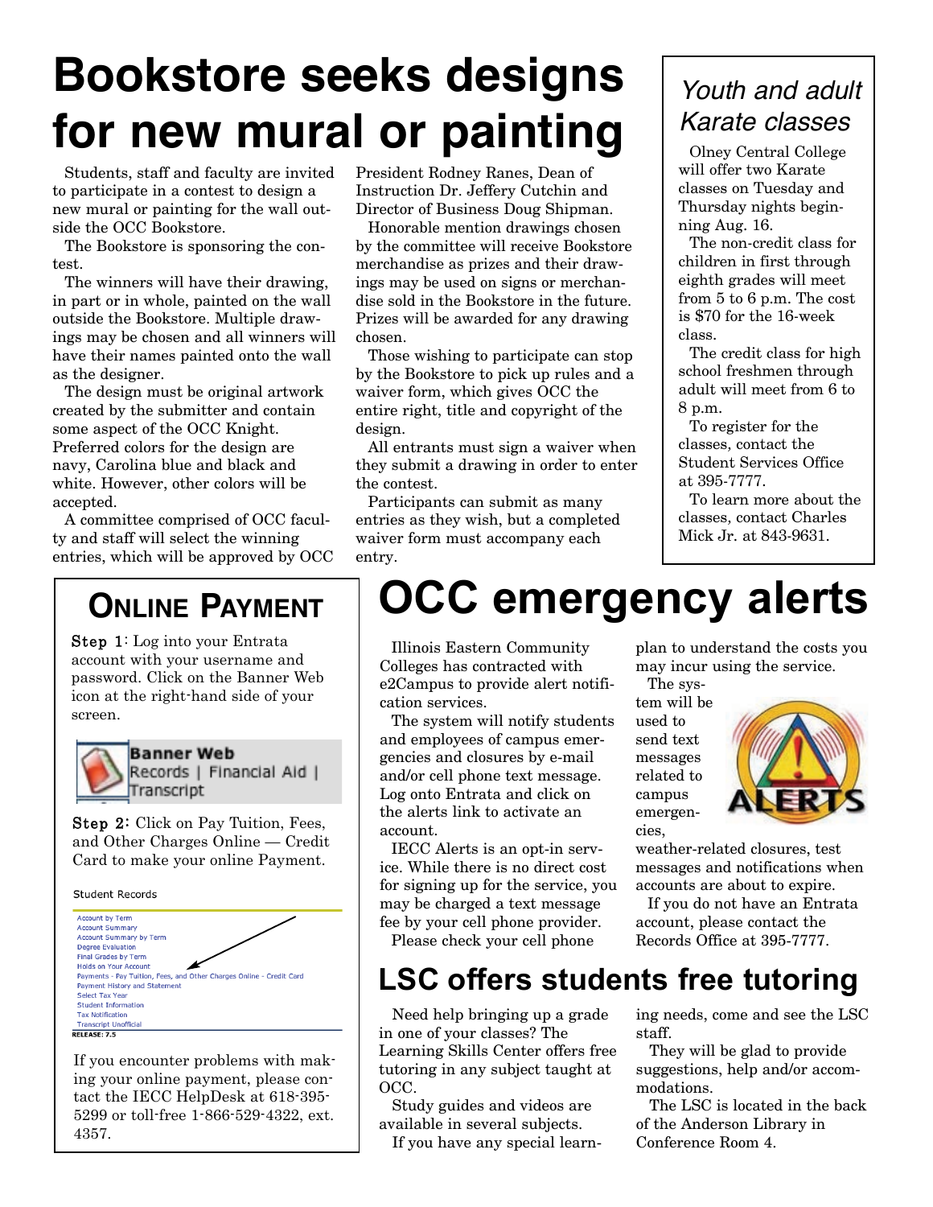# Bookstore seeks designs for new mural or painting

Students, staff and faculty are invited to participate in a contest to design a new mural or painting for the wall outside the OCC Bookstore.

The Bookstore is sponsoring the contest.

The winners will have their drawing, in part or in whole, painted on the wall outside the Bookstore. Multiple drawings may be chosen and all winners will have their names painted onto the wall as the designer.

The design must be original artwork created by the submitter and contain some aspect of the OCC Knight. Preferred colors for the design are navy, Carolina blue and black and white. However, other colors will be accepted.

A committee comprised of OCC faculty and staff will select the winning entries, which will be approved by OCC President Rodney Ranes, Dean of Instruction Dr. Jeffery Cutchin and Director of Business Doug Shipman.

Honorable mention drawings chosen by the committee will receive Bookstore merchandise as prizes and their drawings may be used on signs or merchandise sold in the Bookstore in the future. Prizes will be awarded for any drawing chosen.

Those wishing to participate can stop by the Bookstore to pick up rules and a waiver form, which gives OCC the entire right, title and copyright of the design.

All entrants must sign a waiver when they submit a drawing in order to enter the contest.

Participants can submit as many entries as they wish, but a completed waiver form must accompany each entry.

## *Youth and adult Karate classes*

Olney Central College will offer two Karate classes on Tuesday and Thursday nights beginning Aug. 16.

The non-credit class for children in first through eighth grades will meet from 5 to 6 p.m. The cost is $70 for the 16-week class.

The credit class for high school freshmen through adult will meet from 6 to 8 p.m.

To register for the classes, contact the Student Services Office at 395-7777.

To learn more about the classes, contact Charles Mick Jr. at 843-9631.

## Online Payment

**Step 1**: Log into your Entrata account with your username and password. Click on the Banner Web icon at the right-hand side of your screen.

**Banner Web**
Records | Financial Aid | Transcript

**Step 2**: Click on Pay Tuition, Fees, and Other Charges Online — Credit Card to make your online Payment.

Student Records

- Account by Term
- Account Summary
- Account Summary by Term
- Degree Evaluation
- Final Grades by Term
- Holds on Your Account
- Payments - Pay Tuition, Fees, and Other Charges Online - Credit Card
- Payment History and Statement
- Select Tax Year
- Student Information
- Tax Notification
- Transcript Unofficial

RELEASE: 7.5

If you encounter problems with making your online payment, please contact the IECC HelpDesk at 618-395-5299 or toll-free 1-866-529-4322, ext. 4357.

# OCC emergency alerts

Illinois Eastern Community Colleges has contracted with e2Campus to provide alert notification services.

The system will notify students and employees of campus emergencies and closures by e-mail and/or cell phone text message. Log onto Entrata and click on the alerts link to activate an account.

IECC Alerts is an opt-in service. While there is no direct cost for signing up for the service, you may be charged a text message fee by your cell phone provider.

Please check your cell phone plan to understand the costs you may incur using the service.

The system will be used to send text messages related to campus emergencies, weather-related closures, test messages and notifications when accounts are about to expire.

If you do not have an Entrata account, please contact the Records Office at 395-7777.

## LSC offers students free tutoring

Need help bringing up a grade in one of your classes? The Learning Skills Center offers free tutoring in any subject taught at OCC.

Study guides and videos are available in several subjects.

If you have any special learning needs, come and see the LSC staff.

They will be glad to provide suggestions, help and/or accommodations.

The LSC is located in the back of the Anderson Library in Conference Room 4.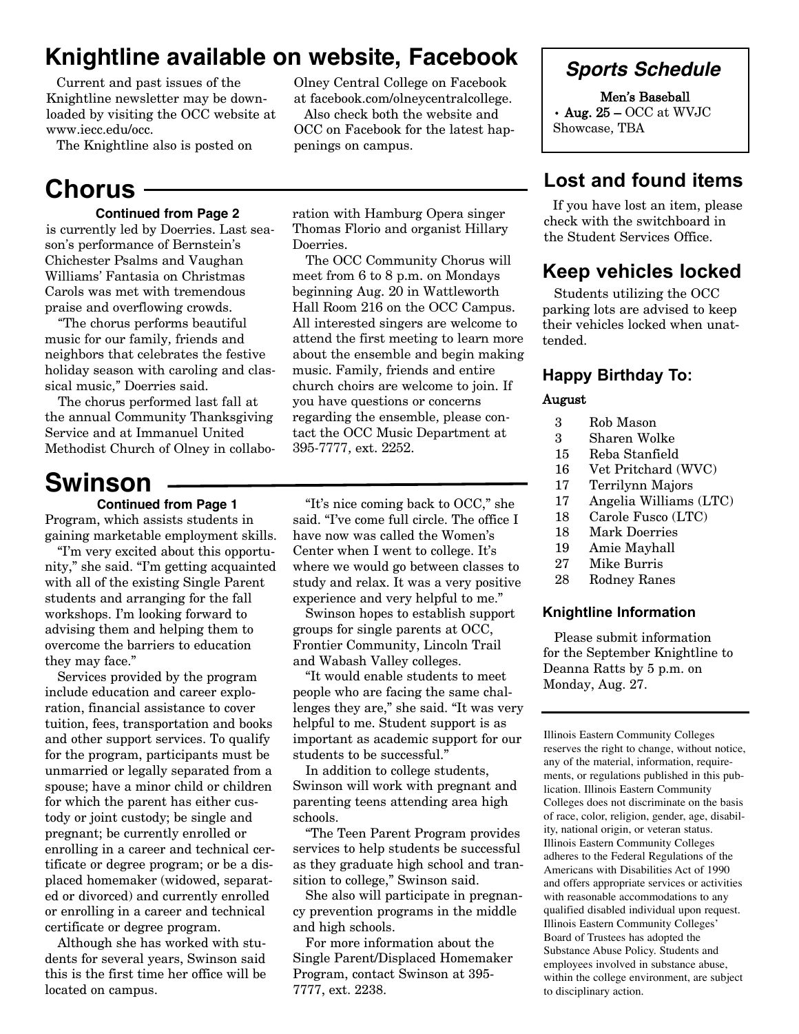## Knightline available on website, Facebook

Current and past issues of the Knightline newsletter may be downloaded by visiting the OCC website at www.iecc.edu/occ.

The Knightline also is posted on Olney Central College on Facebook at facebook.com/olneycentralcollege.

Also check both the website and OCC on Facebook for the latest happenings on campus.

## Chorus

**Continued from Page 2**

is currently led by Doerries. Last season's performance of Bernstein's Chichester Psalms and Vaughan Williams' Fantasia on Christmas Carols was met with tremendous praise and overflowing crowds.

"The chorus performs beautiful music for our family, friends and neighbors that celebrates the festive holiday season with caroling and classical music," Doerries said.

The chorus performed last fall at the annual Community Thanksgiving Service and at Immanuel United Methodist Church of Olney in collaboration with Hamburg Opera singer Thomas Florio and organist Hillary Doerries.

The OCC Community Chorus will meet from 6 to 8 p.m. on Mondays beginning Aug. 20 in Wattleworth Hall Room 216 on the OCC Campus. All interested singers are welcome to attend the first meeting to learn more about the ensemble and begin making music. Family, friends and entire church choirs are welcome to join. If you have questions or concerns regarding the ensemble, please contact the OCC Music Department at 395-7777, ext. 2252.

## Swinson

**Continued from Page 1**

Program, which assists students in gaining marketable employment skills.

"I'm very excited about this opportunity," she said. "I'm getting acquainted with all of the existing Single Parent students and arranging for the fall workshops. I'm looking forward to advising them and helping them to overcome the barriers to education they may face."

Services provided by the program include education and career exploration, financial assistance to cover tuition, fees, transportation and books and other support services. To qualify for the program, participants must be unmarried or legally separated from a spouse; have a minor child or children for which the parent has either custody or joint custody; be single and pregnant; be currently enrolled or enrolling in a career and technical certificate or degree program; or be a displaced homemaker (widowed, separated or divorced) and currently enrolled or enrolling in a career and technical certificate or degree program.

Although she has worked with students for several years, Swinson said this is the first time her office will be located on campus.

"It's nice coming back to OCC," she said. "I've come full circle. The office I have now was called the Women's Center when I went to college. It's where we would go between classes to study and relax. It was a very positive experience and very helpful to me."

Swinson hopes to establish support groups for single parents at OCC, Frontier Community, Lincoln Trail and Wabash Valley colleges.

"It would enable students to meet people who are facing the same challenges they are," she said. "It was very helpful to me. Student support is as important as academic support for our students to be successful."

In addition to college students, Swinson will work with pregnant and parenting teens attending area high schools.

"The Teen Parent Program provides services to help students be successful as they graduate high school and transition to college," Swinson said.

She also will participate in pregnancy prevention programs in the middle and high schools.

For more information about the Single Parent/Displaced Homemaker Program, contact Swinson at 395-7777, ext. 2238.

## *Sports Schedule*

**Men's Baseball**

- **Aug. 25 –** OCC at WVJC Showcase, TBA

## Lost and found items

If you have lost an item, please check with the switchboard in the Student Services Office.

## Keep vehicles locked

Students utilizing the OCC parking lots are advised to keep their vehicles locked when unattended.

### Happy Birthday To:

**August**

| | |
|---|---|
| 3 | Rob Mason |
| 3 | Sharen Wolke |
| 15 | Reba Stanfield |
| 16 | Vet Pritchard (WVC) |
| 17 | Terrilynn Majors |
| 17 | Angelia Williams (LTC) |
| 18 | Carole Fusco (LTC) |
| 18 | Mark Doerries |
| 19 | Amie Mayhall |
| 27 | Mike Burris |
| 28 | Rodney Ranes |

### Knightline Information

Please submit information for the September Knightline to Deanna Ratts by 5 p.m. on Monday, Aug. 27.

Illinois Eastern Community Colleges reserves the right to change, without notice, any of the material, information, requirements, or regulations published in this publication. Illinois Eastern Community Colleges does not discriminate on the basis of race, color, religion, gender, age, disability, national origin, or veteran status. Illinois Eastern Community Colleges adheres to the Federal Regulations of the Americans with Disabilities Act of 1990 and offers appropriate services or activities with reasonable accommodations to any qualified disabled individual upon request. Illinois Eastern Community Colleges' Board of Trustees has adopted the Substance Abuse Policy. Students and employees involved in substance abuse, within the college environment, are subject to disciplinary action.